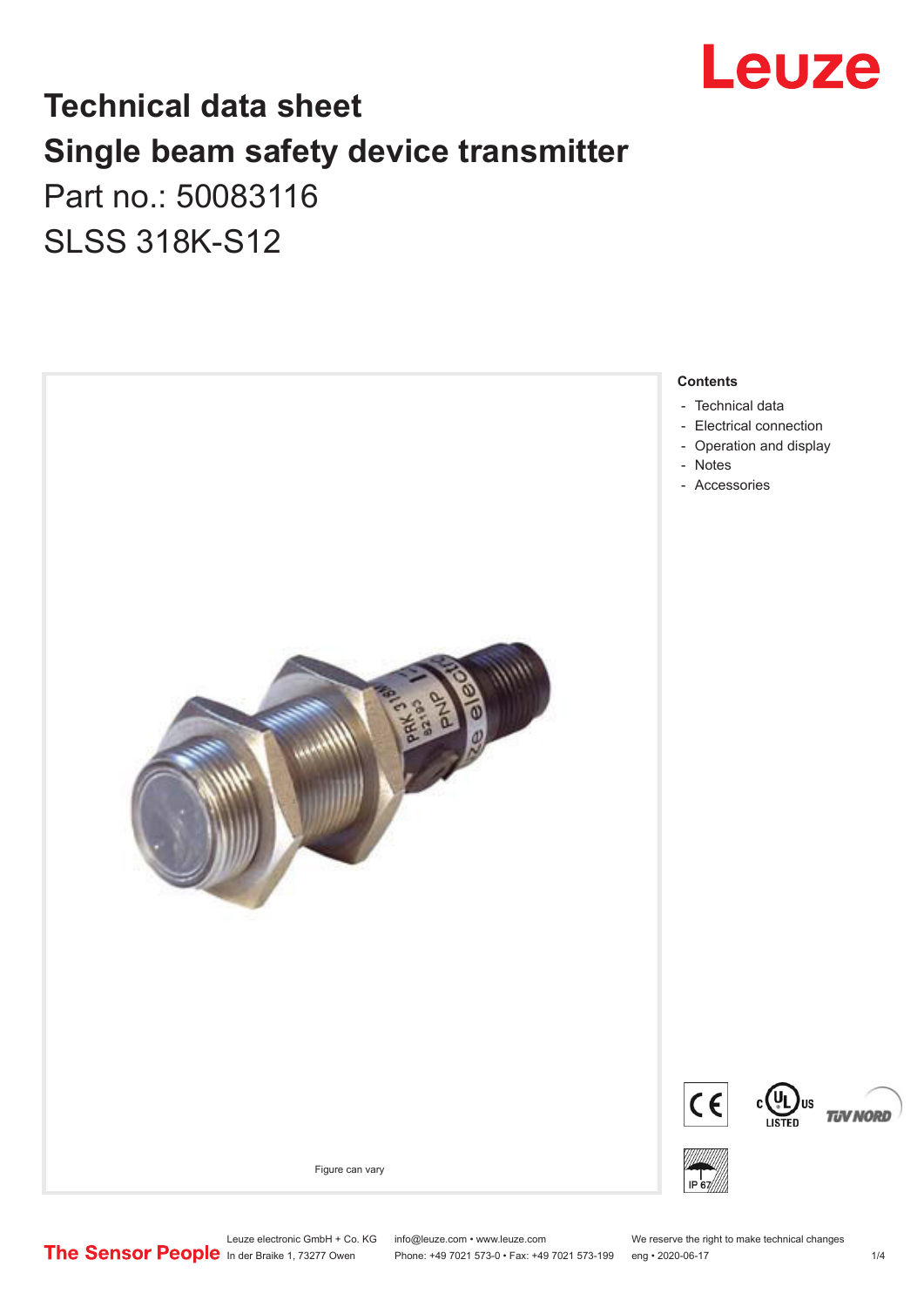# Technical data sheet

## Single beam safety device transmitter

Part no.: 50083116

SLSS 318K-S12

Figure can vary

**Contents**

- Technical data
- Electrical connection
- Operation and display
- Notes
- Accessories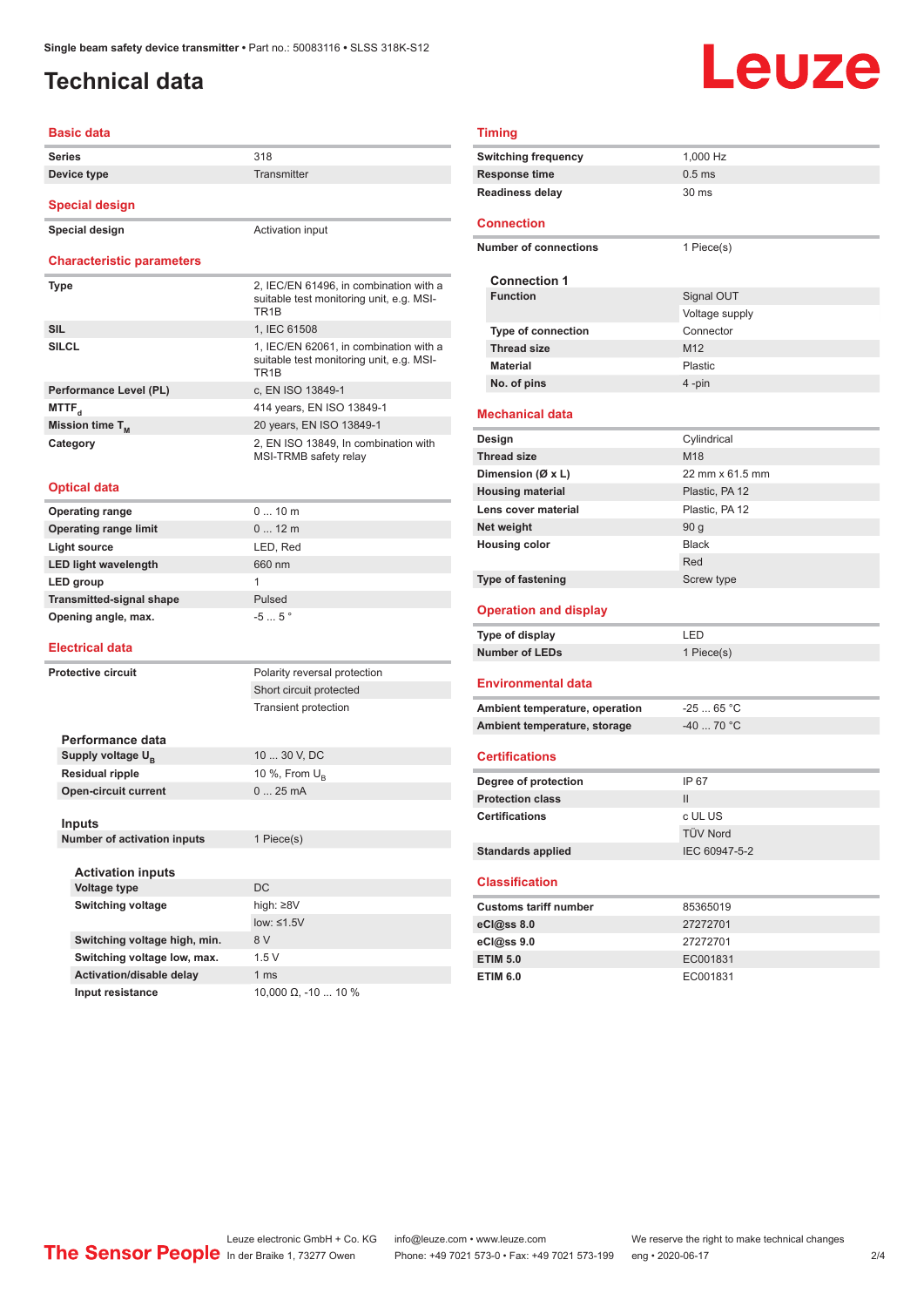# Technical data

## Basic data

| | |
|---|---|
| Series | 318 |
| Device type | Transmitter |

## Special design

| | |
|---|---|
| Special design | Activation input |

## Characteristic parameters

| | |
|---|---|
| Type | 2, IEC/EN 61496, in combination with a suitable test monitoring unit, e.g. MSI-TR1B |
| SIL | 1, IEC 61508 |
| SILCL | 1, IEC/EN 62061, in combination with a suitable test monitoring unit, e.g. MSI-TR1B |
| Performance Level (PL) | c, EN ISO 13849-1 |
| $MTTF_d$ | 414 years, EN ISO 13849-1 |
| Mission time $T_M$ | 20 years, EN ISO 13849-1 |
| Category | 2, EN ISO 13849, In combination with MSI-TRMB safety relay |

## Optical data

| | |
|---|---|
| Operating range | 0 ... 10 m |
| Operating range limit | 0 ... 12 m |
| Light source | LED, Red |
| LED light wavelength | 660 nm |
| LED group | 1 |
| Transmitted-signal shape | Pulsed |
| Opening angle, max. | -5 ... 5 ° |

## Electrical data

| | |
|---|---|
| Protective circuit | Polarity reversal protection |
| | Short circuit protected |
| | Transient protection |

### Performance data

| | |
|---|---|
| Supply voltage $U_B$ | 10 ... 30 V, DC |
| Residual ripple | 10 %, From $U_B$ |
| Open-circuit current | 0 ... 25 mA |

### Inputs

| | |
|---|---|
| Number of activation inputs | 1 Piece(s) |

### Activation inputs

| | |
|---|---|
| Voltage type | DC |
| Switching voltage | high: ≥8V |
| | low: ≤1.5V |
| Switching voltage high, min. | 8 V |
| Switching voltage low, max. | 1.5 V |
| Activation/disable delay | 1 ms |
| Input resistance | 10,000 Ω, -10 ... 10 % |

## Timing

| | |
|---|---|
| Switching frequency | 1,000 Hz |
| Response time | 0.5 ms |
| Readiness delay | 30 ms |

## Connection

| | |
|---|---|
| Number of connections | 1 Piece(s) |

### Connection 1

| | |
|---|---|
| Function | Signal OUT |
| | Voltage supply |
| Type of connection | Connector |
| Thread size | M12 |
| Material | Plastic |
| No. of pins | 4 -pin |

## Mechanical data

| | |
|---|---|
| Design | Cylindrical |
| Thread size | M18 |
| Dimension (Ø x L) | 22 mm x 61.5 mm |
| Housing material | Plastic, PA 12 |
| Lens cover material | Plastic, PA 12 |
| Net weight | 90 g |
| Housing color | Black |
| | Red |
| Type of fastening | Screw type |

## Operation and display

| | |
|---|---|
| Type of display | LED |
| Number of LEDs | 1 Piece(s) |

## Environmental data

| | |
|---|---|
| Ambient temperature, operation | -25 ... 65 °C |
| Ambient temperature, storage | -40 ... 70 °C |

## Certifications

| | |
|---|---|
| Degree of protection | IP 67 |
| Protection class | II |
| Certifications | c UL US |
| | TÜV Nord |
| Standards applied | IEC 60947-5-2 |

## Classification

| | |
|---|---|
| Customs tariff number | 85365019 |
| eCl@ss 8.0 | 27272701 |
| eCl@ss 9.0 | 27272701 |
| ETIM 5.0 | EC001831 |
| ETIM 6.0 | EC001831 |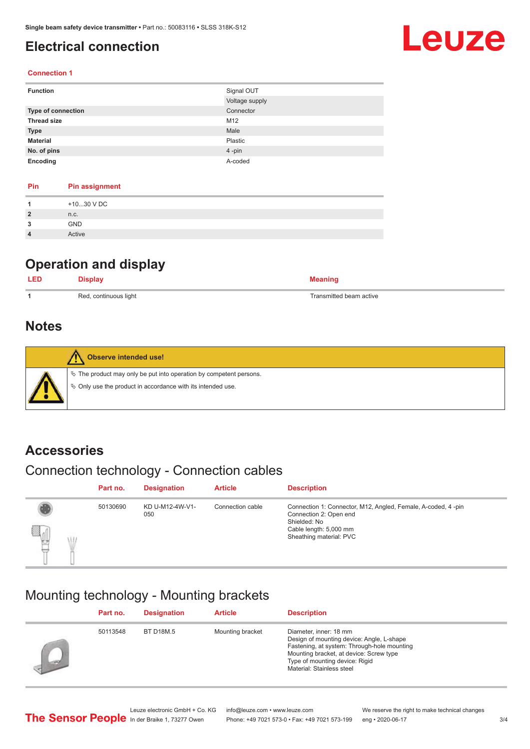# Electrical connection

## Connection 1

| Function | Signal OUT |
|---|---|
| | Voltage supply |
| **Type of connection** | Connector |
| **Thread size** | M12 |
| **Type** | Male |
| **Material** | Plastic |
| **No. of pins** | 4 -pin |
| **Encoding** | A-coded |

| Pin | Pin assignment |
|---|---|
| 1 | +10...30 V DC |
| 2 | n.c. |
| 3 | GND |
| 4 | Active |

# Operation and display

| LED | Display | Meaning |
|---|---|---|
| 1 | Red, continuous light | Transmitted beam active |

# Notes

**Observe intended use!**

- The product may only be put into operation by competent persons.
- Only use the product in accordance with its intended use.

# Accessories

## Connection technology - Connection cables

| Part no. | Designation | Article | Description |
|---|---|---|---|
| 50130690 | KD U-M12-4W-V1-050 | Connection cable | Connection 1: Connector, M12, Angled, Female, A-coded, 4 -pin<br>Connection 2: Open end<br>Shielded: No<br>Cable length: 5,000 mm<br>Sheathing material: PVC |

## Mounting technology - Mounting brackets

| Part no. | Designation | Article | Description |
|---|---|---|---|
| 50113548 | BT D18M.5 | Mounting bracket | Diameter, inner: 18 mm<br>Design of mounting device: Angle, L-shape<br>Fastening, at system: Through-hole mounting<br>Mounting bracket, at device: Screw type<br>Type of mounting device: Rigid<br>Material: Stainless steel |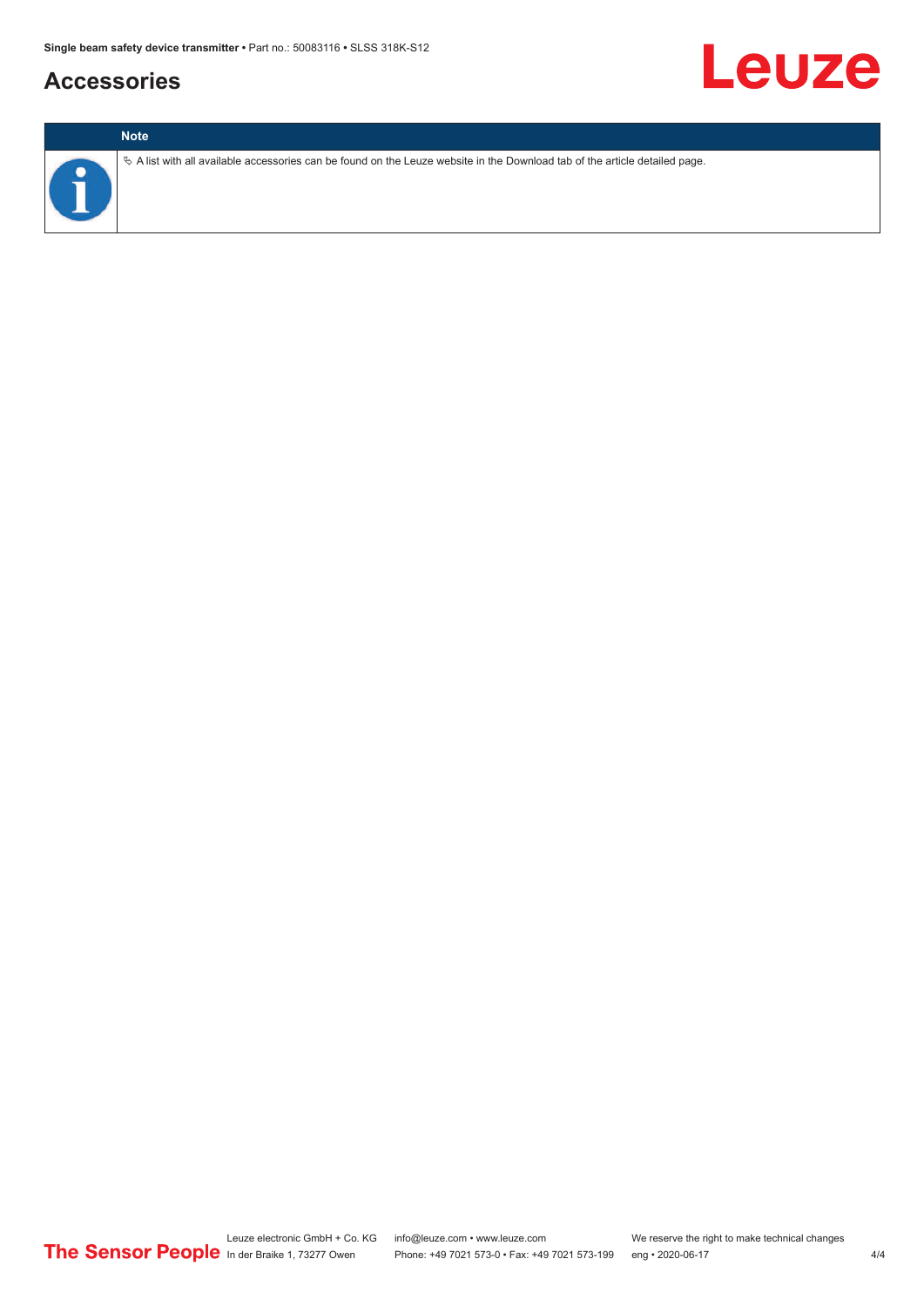## Accessories

| | Note |
|---|---|
| | ↳ A list with all available accessories can be found on the Leuze website in the Download tab of the article detailed page. |